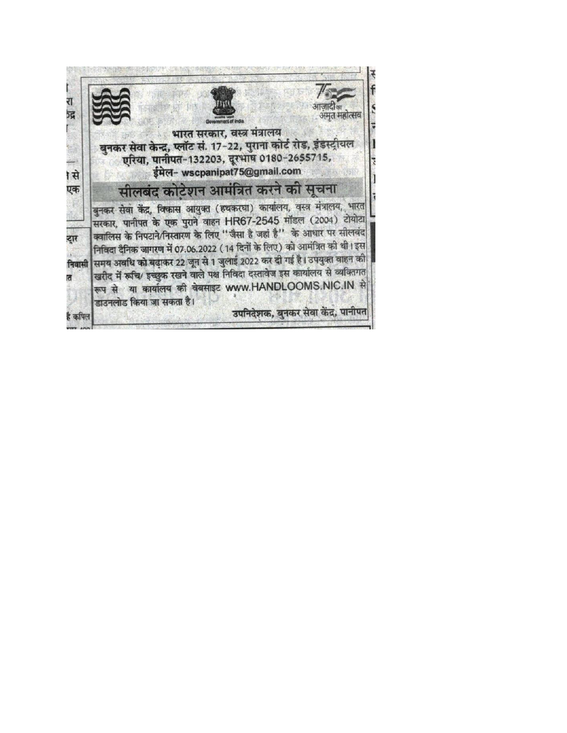भारत सरकार, वस्त्र मंत्रालय

बुनकर सेवा केन्द्र, प्लॉट सं. 17-22, पुराना कोर्ट रोड, इंडस्ट्रीयल एरिया, पानीपत-132203, दूरभाष 0180-2655715,

ईमेल- wscpanipat75@gmail.com

## सीलबंद कोटेशन आमंत्रित करने की सूचना

बुनकर सेवा केंद्र, विकास आयुक्त (हथकरघा) कार्यालय, वस्त्र मंत्रालय, भारत सरकार, पानीपत के एक पुराने वाहन HR67-2545 मॉडल (2004) टोयोटा क्वालिस के निपटाने/निस्तारण के लिए "जैसा है जहां है" के आधार पर सीलबंद निविदा दैनिक जागरण में 07.06.2022 (14 दिनों के लिए) को आमंत्रित की थी। इस समय अवधि को बढ़ाकर 22 जून से 1 जुलाई 2022 कर दी गई है। उपयुक्त वाहन की खरीद में रूचि/ इच्छुक रखने वाले पक्ष निविदा दस्तावेज इस कार्यालय से व्यक्तिगत रूप से या कार्यालय की वेबसाइट www.HANDLOOMS.NIC.IN से डाउनलोड किया जा सकता है।

उपनिदेशक, बुनकर सेवा केंद, पानीपत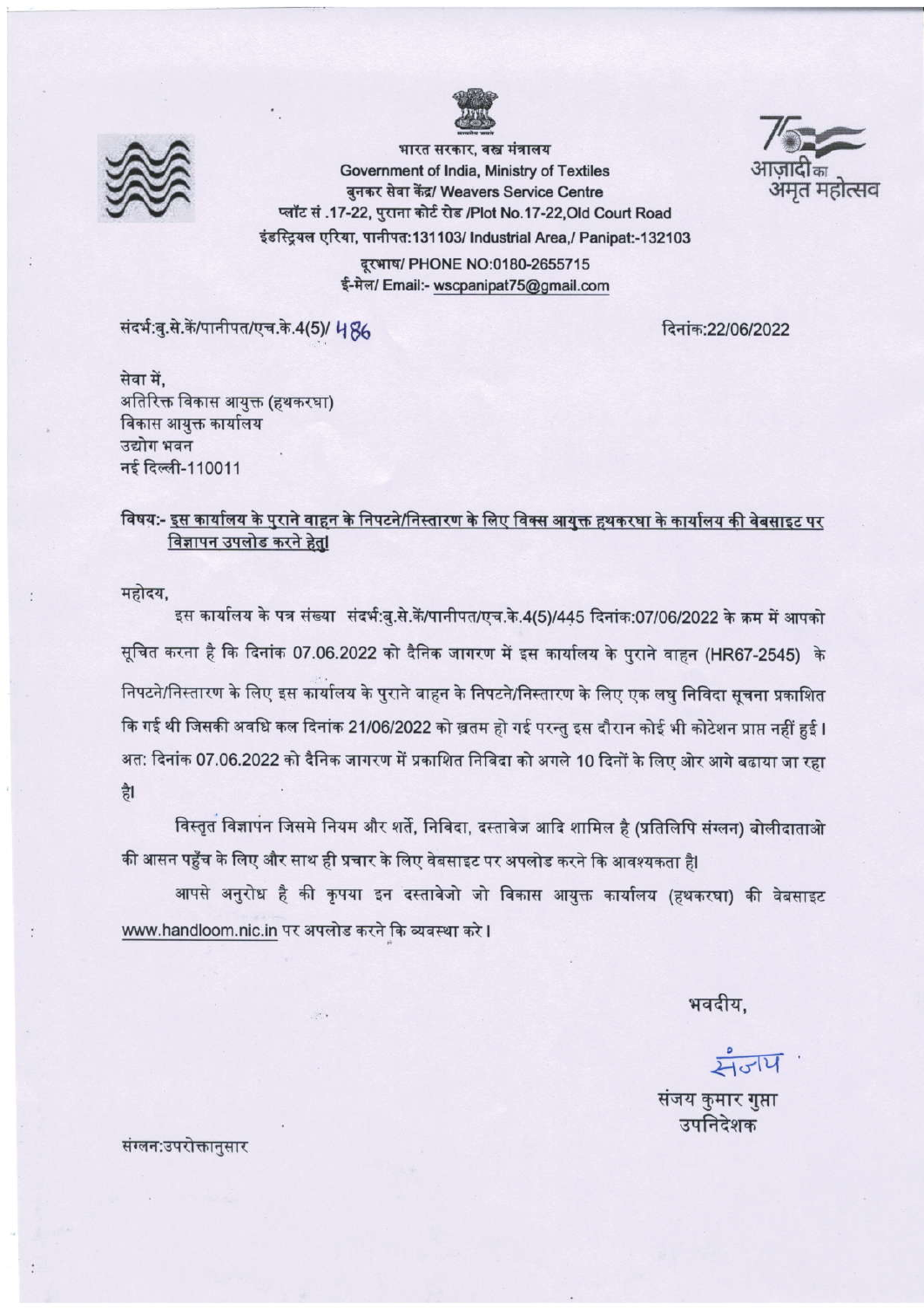भारत सरकार, वस्त्र मंत्रालय
Government of India, Ministry of Textiles
बुनकर सेवा केंद्र/ Weavers Service Centre
प्लॉट सं .17-22, पुराना कोर्ट रोड /Plot No.17-22,Old Court Road
इंडस्ट्रियल एरिया, पानीपत:131103/ Industrial Area,/ Panipat:-132103
दूरभाष/ PHONE NO:0180-2655715
ई-मेल/ Email:- wscpanipat75@gmail.com

आज़ादी का अमृत महोत्सव

संदर्भ:बु.से.कें/पानीपत/एच.के.4(5)/ 486 दिनांक:22/06/2022

सेवा में,
अतिरिक्त विकास आयुक्त (हथकरघा)
विकास आयुक्त कार्यालय
उद्योग भवन
नई दिल्ली-110011

विषय:- इस कार्यालय के पुराने वाहन के निपटने/निस्तारण के लिए विकास आयुक्त हथकरघा के कार्यालय की वेबसाइट पर विज्ञापन उपलोड करने हेतु।

महोदय,

इस कार्यालय के पत्र संख्या संदर्भ:बु.से.कें/पानीपत/एच.के.4(5)/445 दिनांक:07/06/2022 के क्रम में आपको सूचित करना है कि दिनांक 07.06.2022 को दैनिक जागरण में इस कार्यालय के पुराने वाहन (HR67-2545) के निपटने/निस्तारण के लिए इस कार्यालय के पुराने वाहन के निपटने/निस्तारण के लिए एक लघु निविदा सूचना प्रकाशित कि गई थी जिसकी अवधि कल दिनांक 21/06/2022 को ख़तम हो गई परन्तु इस दौरान कोई भी कोटेशन प्राप्त नहीं हुई। अत: दिनांक 07.06.2022 को दैनिक जागरण में प्रकाशित निविदा को अगले 10 दिनों के लिए ओर आगे बढाया जा रहा है।

विस्तृत विज्ञापन जिसमे नियम और शर्ते, निविदा, दस्तावेज आदि शामिल है (प्रतिलिपि संग्लन) बोलीदाताओ की आसन पहुँच के लिए और साथ ही प्रचार के लिए वेबसाइट पर अपलोड करने कि आवश्यकता है।

आपसे अनुरोध है की कृपया इन दस्तावेजो जो विकास आयुक्त कार्यालय (हथकरघा) की वेबसाइट www.handloom.nic.in पर अपलोड करने कि व्यवस्था करे।

भवदीय,

संजय

संजय कुमार गुप्ता
उपनिदेशक

संग्लन:उपरोक्तानुसार